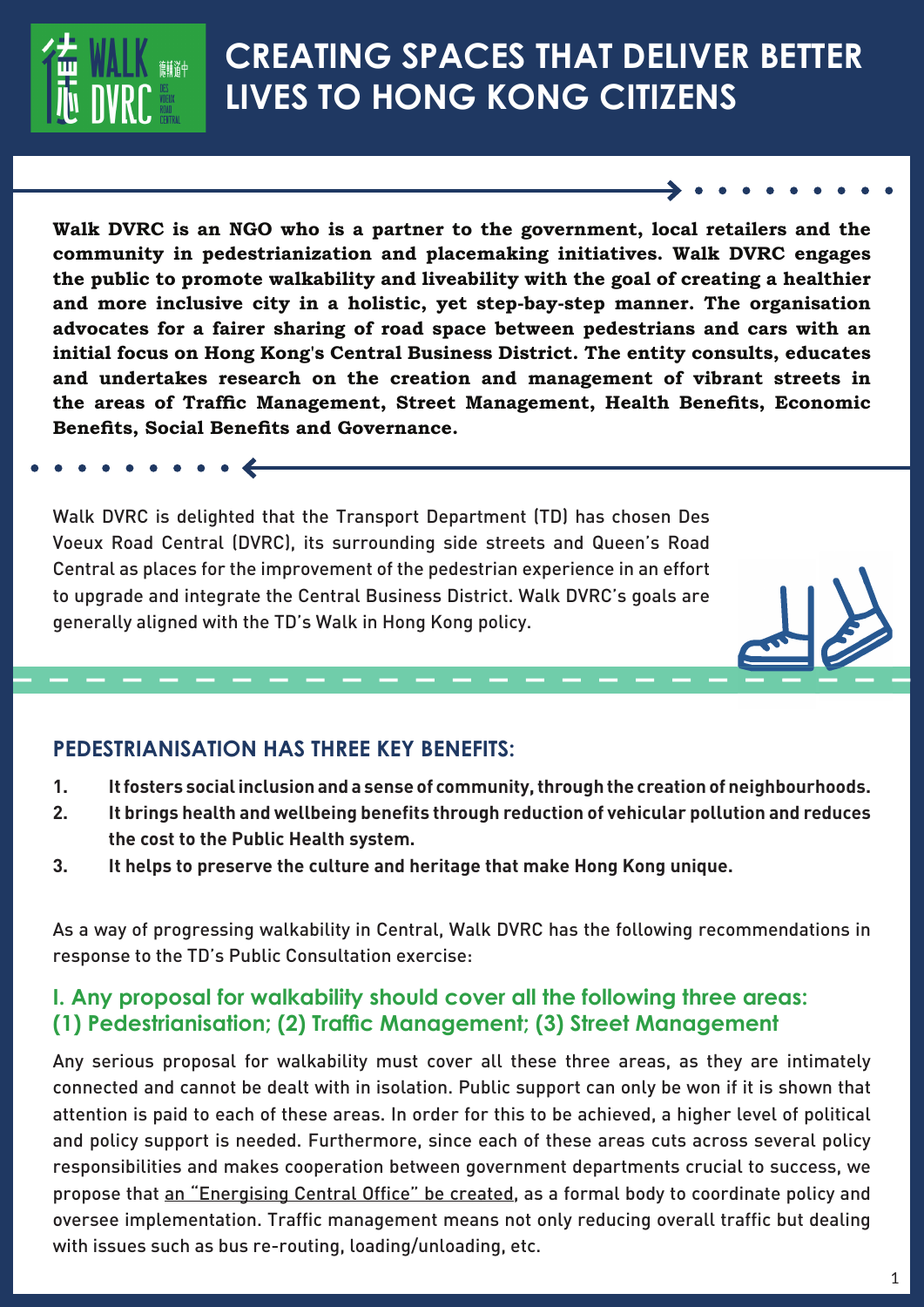# CREATING SPACES THAT DELIVER BETTER LIVES TO HONG KONG CITIZENS

**Walk DVRC is an NGO who is a partner to the government, local retailers and the community in pedestrianization and placemaking initiatives. Walk DVRC engages the public to promote walkability and liveability with the goal of creating a healthier and more inclusive city in a holistic, yet step-bay-step manner. The organisation advocates for a fairer sharing of road space between pedestrians and cars with an initial focus on Hong Kong's Central Business District. The entity consults, educates and undertakes research on the creation and management of vibrant streets in the areas of Traffic Management, Street Management, Health Benefits, Economic Benefits, Social Benefits and Governance.**

Walk DVRC is delighted that the Transport Department (TD) has chosen Des Voeux Road Central (DVRC), its surrounding side streets and Queen's Road Central as places for the improvement of the pedestrian experience in an effort to upgrade and integrate the Central Business District. Walk DVRC's goals are generally aligned with the TD's Walk in Hong Kong policy.

## PEDESTRIANISATION HAS THREE KEY BENEFITS:

1. **It fosters social inclusion and a sense of community, through the creation of neighbourhoods.**
2. **It brings health and wellbeing benefits through reduction of vehicular pollution and reduces the cost to the Public Health system.**
3. **It helps to preserve the culture and heritage that make Hong Kong unique.**

As a way of progressing walkability in Central, Walk DVRC has the following recommendations in response to the TD's Public Consultation exercise:

### I. Any proposal for walkability should cover all the following three areas: (1) Pedestrianisation; (2) Traffic Management; (3) Street Management

Any serious proposal for walkability must cover all these three areas, as they are intimately connected and cannot be dealt with in isolation. Public support can only be won if it is shown that attention is paid to each of these areas. In order for this to be achieved, a higher level of political and policy support is needed. Furthermore, since each of these areas cuts across several policy responsibilities and makes cooperation between government departments crucial to success, we propose that an "Energising Central Office" be created, as a formal body to coordinate policy and oversee implementation. Traffic management means not only reducing overall traffic but dealing with issues such as bus re-routing, loading/unloading, etc.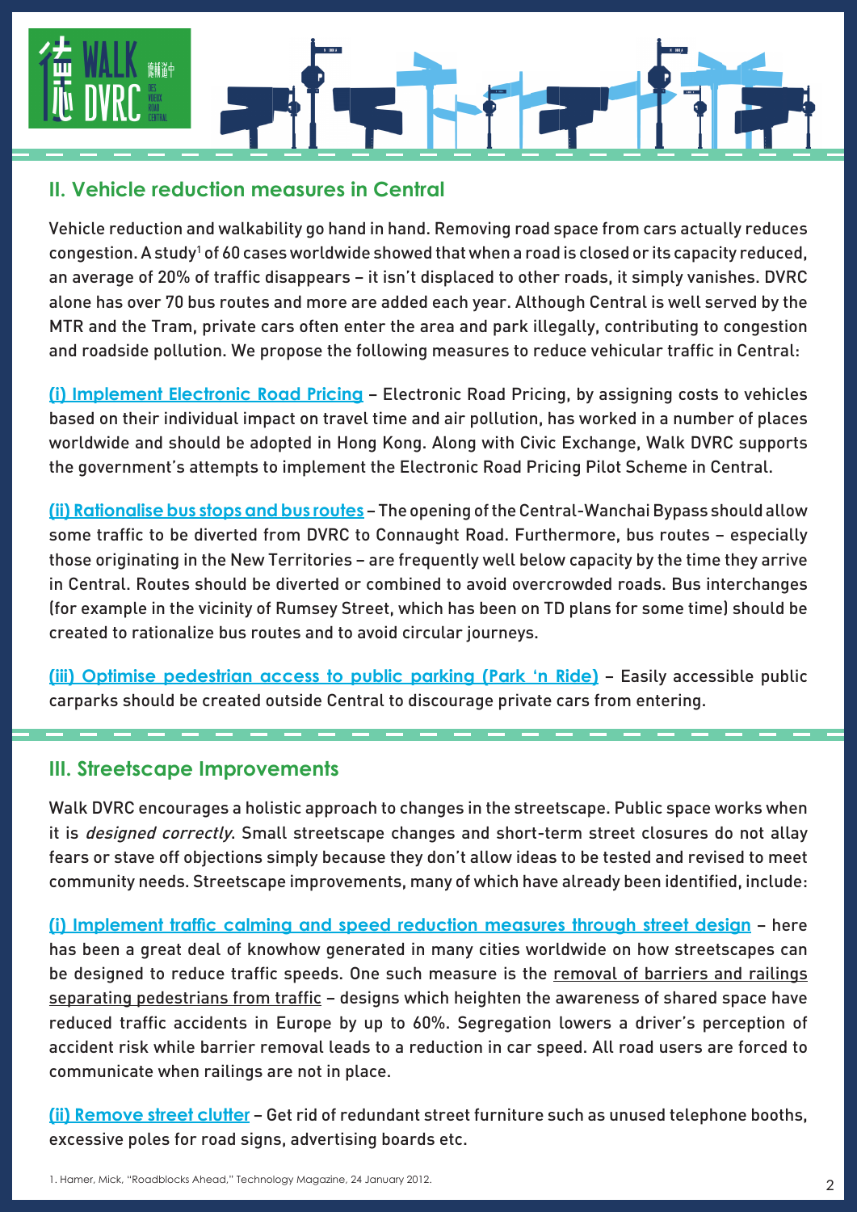## II. Vehicle reduction measures in Central

Vehicle reduction and walkability go hand in hand. Removing road space from cars actually reduces congestion. A study[1] of 60 cases worldwide showed that when a road is closed or its capacity reduced, an average of 20% of traffic disappears – it isn't displaced to other roads, it simply vanishes. DVRC alone has over 70 bus routes and more are added each year. Although Central is well served by the MTR and the Tram, private cars often enter the area and park illegally, contributing to congestion and roadside pollution. We propose the following measures to reduce vehicular traffic in Central:

**(i) Implement Electronic Road Pricing** – Electronic Road Pricing, by assigning costs to vehicles based on their individual impact on travel time and air pollution, has worked in a number of places worldwide and should be adopted in Hong Kong. Along with Civic Exchange, Walk DVRC supports the government's attempts to implement the Electronic Road Pricing Pilot Scheme in Central.

**(ii) Rationalise bus stops and bus routes** – The opening of the Central-Wanchai Bypass should allow some traffic to be diverted from DVRC to Connaught Road. Furthermore, bus routes – especially those originating in the New Territories – are frequently well below capacity by the time they arrive in Central. Routes should be diverted or combined to avoid overcrowded roads. Bus interchanges (for example in the vicinity of Rumsey Street, which has been on TD plans for some time) should be created to rationalize bus routes and to avoid circular journeys.

**(iii) Optimise pedestrian access to public parking (Park 'n Ride)** – Easily accessible public carparks should be created outside Central to discourage private cars from entering.

## III. Streetscape Improvements

Walk DVRC encourages a holistic approach to changes in the streetscape. Public space works when it is *designed correctly*. Small streetscape changes and short-term street closures do not allay fears or stave off objections simply because they don't allow ideas to be tested and revised to meet community needs. Streetscape improvements, many of which have already been identified, include:

**(i) Implement traffic calming and speed reduction measures through street design** – here has been a great deal of knowhow generated in many cities worldwide on how streetscapes can be designed to reduce traffic speeds. One such measure is the removal of barriers and railings separating pedestrians from traffic – designs which heighten the awareness of shared space have reduced traffic accidents in Europe by up to 60%. Segregation lowers a driver's perception of accident risk while barrier removal leads to a reduction in car speed. All road users are forced to communicate when railings are not in place.

**(ii) Remove street clutter** – Get rid of redundant street furniture such as unused telephone booths, excessive poles for road signs, advertising boards etc.

1. Hamer, Mick, "Roadblocks Ahead," Technology Magazine, 24 January 2012.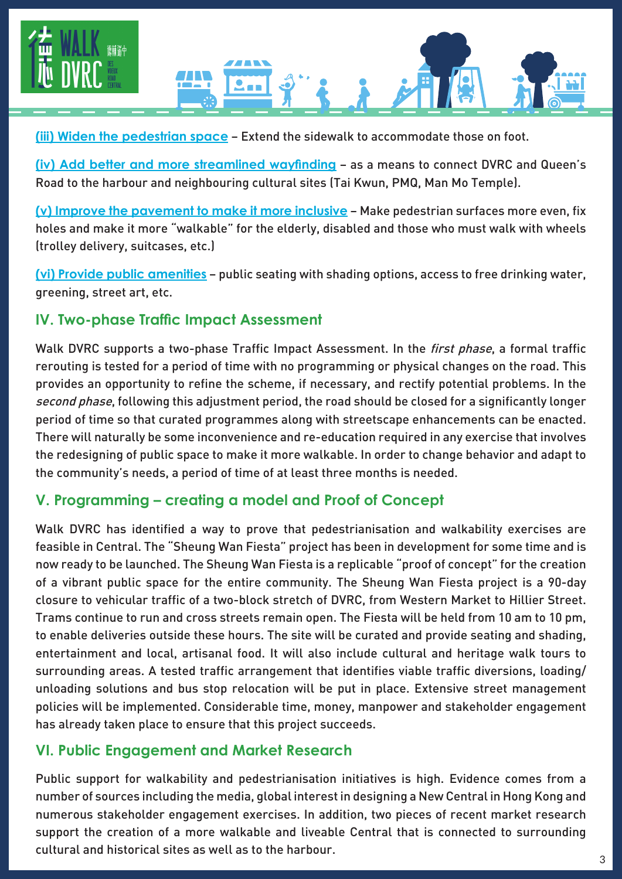**(iii) Widen the pedestrian space** – Extend the sidewalk to accommodate those on foot.

**(iv) Add better and more streamlined wayfinding** – as a means to connect DVRC and Queen's Road to the harbour and neighbouring cultural sites (Tai Kwun, PMQ, Man Mo Temple).

**(v) Improve the pavement to make it more inclusive** – Make pedestrian surfaces more even, fix holes and make it more "walkable" for the elderly, disabled and those who must walk with wheels (trolley delivery, suitcases, etc.)

**(vi) Provide public amenities** – public seating with shading options, access to free drinking water, greening, street art, etc.

## IV. Two-phase Traffic Impact Assessment

Walk DVRC supports a two-phase Traffic Impact Assessment. In the *first phase*, a formal traffic rerouting is tested for a period of time with no programming or physical changes on the road. This provides an opportunity to refine the scheme, if necessary, and rectify potential problems. In the *second phase*, following this adjustment period, the road should be closed for a significantly longer period of time so that curated programmes along with streetscape enhancements can be enacted. There will naturally be some inconvenience and re-education required in any exercise that involves the redesigning of public space to make it more walkable. In order to change behavior and adapt to the community's needs, a period of time of at least three months is needed.

## V. Programming – creating a model and Proof of Concept

Walk DVRC has identified a way to prove that pedestrianisation and walkability exercises are feasible in Central. The "Sheung Wan Fiesta" project has been in development for some time and is now ready to be launched. The Sheung Wan Fiesta is a replicable "proof of concept" for the creation of a vibrant public space for the entire community. The Sheung Wan Fiesta project is a 90-day closure to vehicular traffic of a two-block stretch of DVRC, from Western Market to Hillier Street. Trams continue to run and cross streets remain open. The Fiesta will be held from 10 am to 10 pm, to enable deliveries outside these hours. The site will be curated and provide seating and shading, entertainment and local, artisanal food. It will also include cultural and heritage walk tours to surrounding areas. A tested traffic arrangement that identifies viable traffic diversions, loading/ unloading solutions and bus stop relocation will be put in place. Extensive street management policies will be implemented. Considerable time, money, manpower and stakeholder engagement has already taken place to ensure that this project succeeds.

## VI. Public Engagement and Market Research

Public support for walkability and pedestrianisation initiatives is high. Evidence comes from a number of sources including the media, global interest in designing a New Central in Hong Kong and numerous stakeholder engagement exercises. In addition, two pieces of recent market research support the creation of a more walkable and liveable Central that is connected to surrounding cultural and historical sites as well as to the harbour.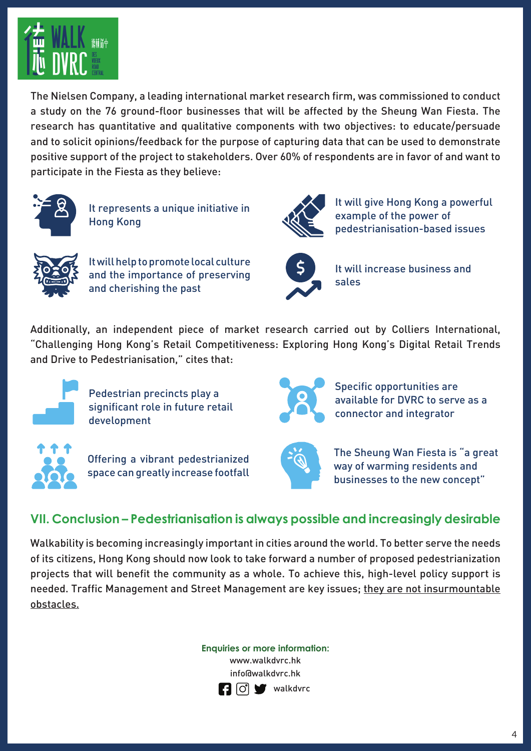The Nielsen Company, a leading international market research firm, was commissioned to conduct a study on the 76 ground-floor businesses that will be affected by the Sheung Wan Fiesta. The research has quantitative and qualitative components with two objectives: to educate/persuade and to solicit opinions/feedback for the purpose of capturing data that can be used to demonstrate positive support of the project to stakeholders. Over 60% of respondents are in favor of and want to participate in the Fiesta as they believe:

- It represents a unique initiative in Hong Kong
- It will give Hong Kong a powerful example of the power of pedestrianisation-based issues
- It will help to promote local culture and the importance of preserving and cherishing the past
- It will increase business and sales

Additionally, an independent piece of market research carried out by Colliers International, "Challenging Hong Kong's Retail Competitiveness: Exploring Hong Kong's Digital Retail Trends and Drive to Pedestrianisation," cites that:

- Pedestrian precincts play a significant role in future retail development
- Specific opportunities are available for DVRC to serve as a connector and integrator
- Offering a vibrant pedestrianized space can greatly increase footfall
- The Sheung Wan Fiesta is "a great way of warming residents and businesses to the new concept"

## VII. Conclusion – Pedestrianisation is always possible and increasingly desirable

Walkability is becoming increasingly important in cities around the world. To better serve the needs of its citizens, Hong Kong should now look to take forward a number of proposed pedestrianization projects that will benefit the community as a whole. To achieve this, high-level policy support is needed. Traffic Management and Street Management are key issues; they are not insurmountable obstacles.

**Enquiries or more information:**
www.walkdvrc.hk
info@walkdvrc.hk
walkdvrc